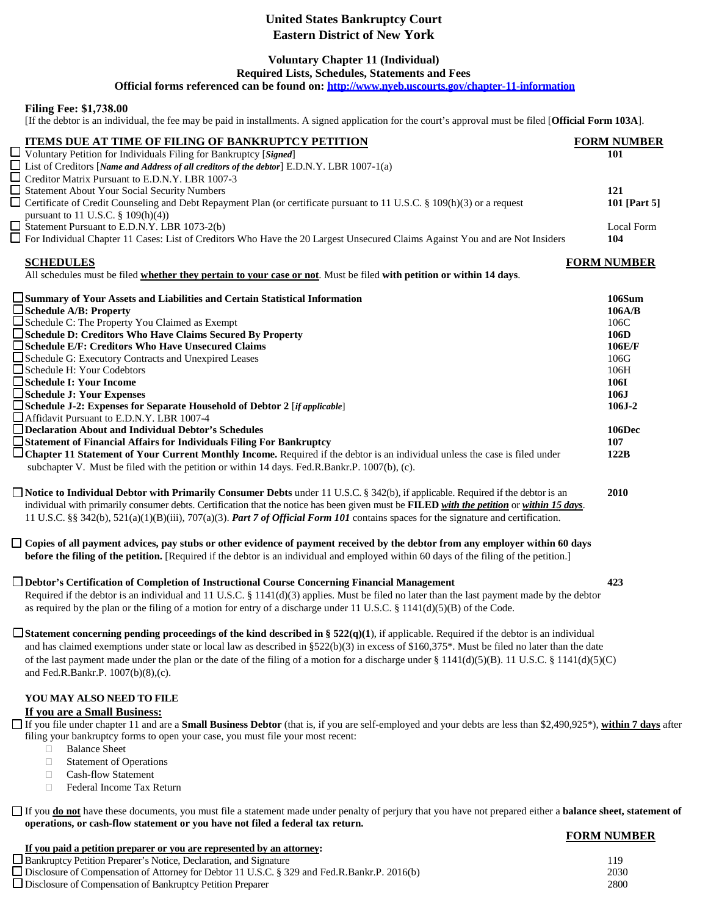# United States Bankruptcy Court
# Eastern District of New York

### Voluntary Chapter 11 (Individual)
### Required Lists, Schedules, Statements and Fees
### Official forms referenced can be found on: http://www.nyeb.uscourts.gov/chapter-11-information

**Filing Fee: $1,738.00**

[If the debtor is an individual, the fee may be paid in installments. A signed application for the court's approval must be filed [**Official Form 103A**].

| **ITEMS DUE AT TIME OF FILING OF BANKRUPTCY PETITION** | **FORM NUMBER** |
|---|---|
| ☐ Voluntary Petition for Individuals Filing for Bankruptcy [***Signed***] | **101** |
| ☐ List of Creditors [***Name and Address of all creditors of the debtor***] E.D.N.Y. LBR 1007-1(a) | |
| ☐ Creditor Matrix Pursuant to E.D.N.Y. LBR 1007-3 | |
| ☐ Statement About Your Social Security Numbers | **121** |
| ☐ Certificate of Credit Counseling and Debt Repayment Plan (or certificate pursuant to 11 U.S.C. § 109(h)(3) or a request pursuant to 11 U.S.C. § 109(h)(4)) | **101 [Part 5]** |
| ☐ Statement Pursuant to E.D.N.Y. LBR 1073-2(b) | Local Form |
| ☐ For Individual Chapter 11 Cases: List of Creditors Who Have the 20 Largest Unsecured Claims Against You and are Not Insiders | **104** |

| **SCHEDULES** | **FORM NUMBER** |
|---|---|
| All schedules must be filed **whether they pertain to your case or not**. Must be filed **with petition or within 14 days**. | |
| ☐ **Summary of Your Assets and Liabilities and Certain Statistical Information** | **106Sum** |
| ☐ **Schedule A/B: Property** | **106A/B** |
| ☐ Schedule C: The Property You Claimed as Exempt | 106C |
| ☐ **Schedule D: Creditors Who Have Claims Secured By Property** | **106D** |
| ☐ **Schedule E/F: Creditors Who Have Unsecured Claims** | **106E/F** |
| ☐ Schedule G: Executory Contracts and Unexpired Leases | 106G |
| ☐ Schedule H: Your Codebtors | 106H |
| ☐ **Schedule I: Your Income** | **106I** |
| ☐ **Schedule J: Your Expenses** | **106J** |
| ☐ **Schedule J-2: Expenses for Separate Household of Debtor 2** [*if applicable*] | **106J-2** |
| ☐ Affidavit Pursuant to E.D.N.Y. LBR 1007-4 | |
| ☐ **Declaration About and Individual Debtor's Schedules** | **106Dec** |
| ☐ **Statement of Financial Affairs for Individuals Filing For Bankruptcy** | **107** |
| ☐ **Chapter 11 Statement of Your Current Monthly Income.** Required if the debtor is an individual unless the case is filed under subchapter V. Must be filed with the petition or within 14 days. Fed.R.Bankr.P. 1007(b), (c). | **122B** |
| ☐ **Notice to Individual Debtor with Primarily Consumer Debts** under 11 U.S.C. § 342(b), if applicable. Required if the debtor is an individual with primarily consumer debts. Certification that the notice has been given must be **FILED** ***with the petition*** or ***within 15 days***. 11 U.S.C. §§ 342(b), 521(a)(1)(B)(iii), 707(a)(3). ***Part 7 of Official Form 101*** contains spaces for the signature and certification. | **2010** |
| ☐ **Copies of all payment advices, pay stubs or other evidence of payment received by the debtor from any employer within 60 days before the filing of the petition.** [Required if the debtor is an individual and employed within 60 days of the filing of the petition.] | |
| ☐ **Debtor's Certification of Completion of Instructional Course Concerning Financial Management** Required if the debtor is an individual and 11 U.S.C. § 1141(d)(3) applies. Must be filed no later than the last payment made by the debtor as required by the plan or the filing of a motion for entry of a discharge under 11 U.S.C. § 1141(d)(5)(B) of the Code. | **423** |
| ☐ **Statement concerning pending proceedings of the kind described in § 522(q)(1)**, if applicable. Required if the debtor is an individual and has claimed exemptions under state or local law as described in §522(b)(3) in excess of $160,375*. Must be filed no later than the date of the last payment made under the plan or the date of the filing of a motion for a discharge under § 1141(d)(5)(B). 11 U.S.C. § 1141(d)(5)(C) and Fed.R.Bankr.P. 1007(b)(8),(c). | |

**YOU MAY ALSO NEED TO FILE**

**If you are a Small Business:**

☐ If you file under chapter 11 and are a **Small Business Debtor** (that is, if you are self-employed and your debts are less than $2,490,925*), **within 7 days** after filing your bankruptcy forms to open your case, you must file your most recent:

- Balance Sheet
- Statement of Operations
- Cash-flow Statement
- Federal Income Tax Return

☐ If you **do not** have these documents, you must file a statement made under penalty of perjury that you have not prepared either a **balance sheet, statement of operations, or cash-flow statement or you have not filed a federal tax return.**

| **If you paid a petition preparer or you are represented by an attorney:** | **FORM NUMBER** |
|---|---|
| ☐ Bankruptcy Petition Preparer's Notice, Declaration, and Signature | 119 |
| ☐ Disclosure of Compensation of Attorney for Debtor 11 U.S.C. § 329 and Fed.R.Bankr.P. 2016(b) | 2030 |
| ☐ Disclosure of Compensation of Bankruptcy Petition Preparer | 2800 |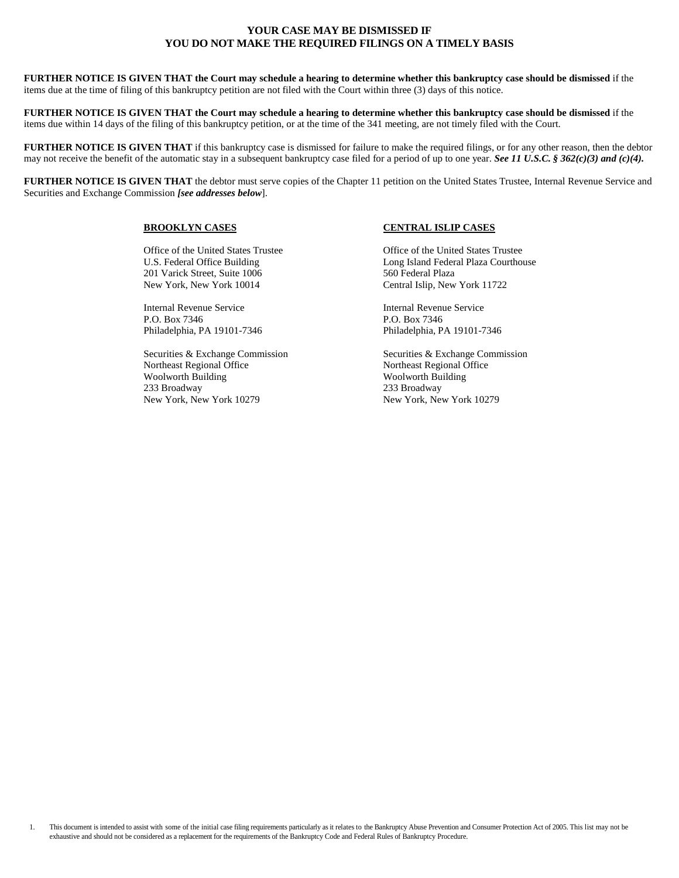## YOUR CASE MAY BE DISMISSED IF YOU DO NOT MAKE THE REQUIRED FILINGS ON A TIMELY BASIS

**FURTHER NOTICE IS GIVEN THAT the Court may schedule a hearing to determine whether this bankruptcy case should be dismissed** if the items due at the time of filing of this bankruptcy petition are not filed with the Court within three (3) days of this notice.

**FURTHER NOTICE IS GIVEN THAT the Court may schedule a hearing to determine whether this bankruptcy case should be dismissed** if the items due within 14 days of the filing of this bankruptcy petition, or at the time of the 341 meeting, are not timely filed with the Court.

**FURTHER NOTICE IS GIVEN THAT** if this bankruptcy case is dismissed for failure to make the required filings, or for any other reason, then the debtor may not receive the benefit of the automatic stay in a subsequent bankruptcy case filed for a period of up to one year. ***See 11 U.S.C. § 362(c)(3) and (c)(4).***

**FURTHER NOTICE IS GIVEN THAT** the debtor must serve copies of the Chapter 11 petition on the United States Trustee, Internal Revenue Service and Securities and Exchange Commission ***[see addresses below***].

**BROOKLYN CASES**

Office of the United States Trustee
U.S. Federal Office Building
201 Varick Street, Suite 1006
New York, New York 10014

Internal Revenue Service
P.O. Box 7346
Philadelphia, PA 19101-7346

Securities & Exchange Commission
Northeast Regional Office
Woolworth Building
233 Broadway
New York, New York 10279

**CENTRAL ISLIP CASES**

Office of the United States Trustee
Long Island Federal Plaza Courthouse
560 Federal Plaza
Central Islip, New York 11722

Internal Revenue Service
P.O. Box 7346
Philadelphia, PA 19101-7346

Securities & Exchange Commission
Northeast Regional Office
Woolworth Building
233 Broadway
New York, New York 10279

1. This document is intended to assist with some of the initial case filing requirements particularly as it relates to the Bankruptcy Abuse Prevention and Consumer Protection Act of 2005. This list may not be exhaustive and should not be considered as a replacement for the requirements of the Bankruptcy Code and Federal Rules of Bankruptcy Procedure.